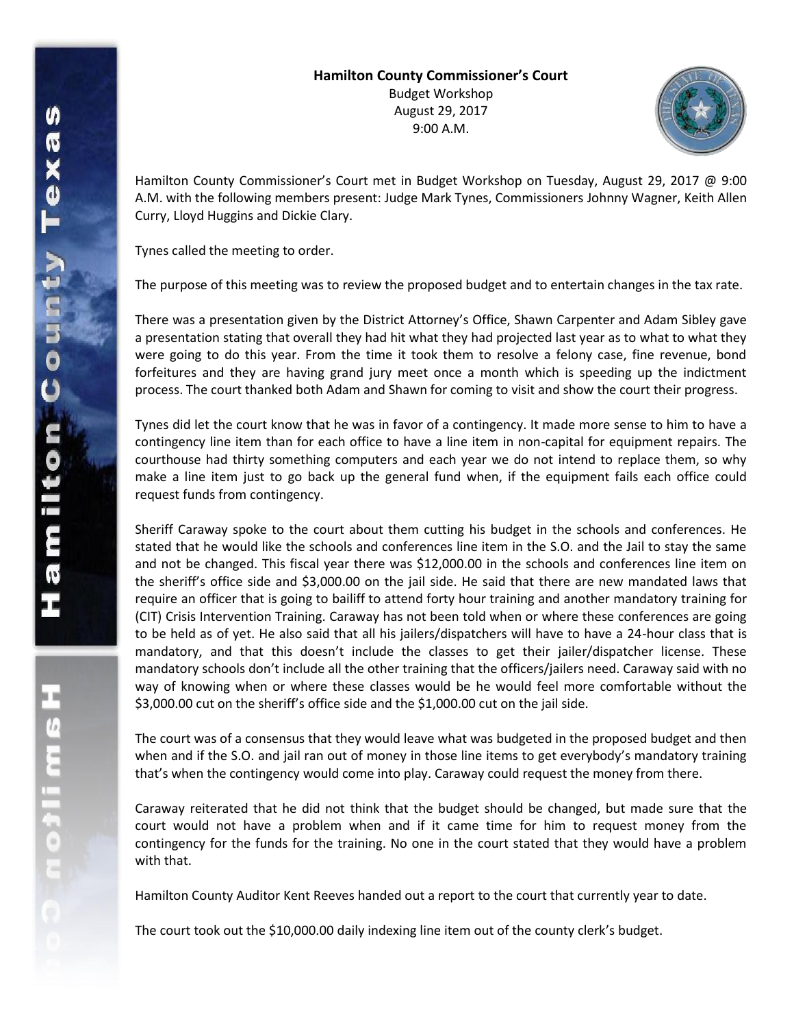**Hamilton County Commissioner's Court**

Budget Workshop

August 29, 2017

9:00 A.M.

Hamilton County Commissioner's Court met in Budget Workshop on Tuesday, August 29, 2017 @ 9:00 A.M. with the following members present: Judge Mark Tynes, Commissioners Johnny Wagner, Keith Allen Curry, Lloyd Huggins and Dickie Clary.

Tynes called the meeting to order.

The purpose of this meeting was to review the proposed budget and to entertain changes in the tax rate.

There was a presentation given by the District Attorney's Office, Shawn Carpenter and Adam Sibley gave a presentation stating that overall they had hit what they had projected last year as to what to what they were going to do this year. From the time it took them to resolve a felony case, fine revenue, bond forfeitures and they are having grand jury meet once a month which is speeding up the indictment process. The court thanked both Adam and Shawn for coming to visit and show the court their progress.

Tynes did let the court know that he was in favor of a contingency. It made more sense to him to have a contingency line item than for each office to have a line item in non-capital for equipment repairs. The courthouse had thirty something computers and each year we do not intend to replace them, so why make a line item just to go back up the general fund when, if the equipment fails each office could request funds from contingency.

Sheriff Caraway spoke to the court about them cutting his budget in the schools and conferences. He stated that he would like the schools and conferences line item in the S.O. and the Jail to stay the same and not be changed. This fiscal year there was $12,000.00 in the schools and conferences line item on the sheriff's office side and $3,000.00 on the jail side. He said that there are new mandated laws that require an officer that is going to bailiff to attend forty hour training and another mandatory training for (CIT) Crisis Intervention Training. Caraway has not been told when or where these conferences are going to be held as of yet. He also said that all his jailers/dispatchers will have to have a 24-hour class that is mandatory, and that this doesn't include the classes to get their jailer/dispatcher license. These mandatory schools don't include all the other training that the officers/jailers need. Caraway said with no way of knowing when or where these classes would be he would feel more comfortable without the $3,000.00 cut on the sheriff's office side and the $1,000.00 cut on the jail side.

The court was of a consensus that they would leave what was budgeted in the proposed budget and then when and if the S.O. and jail ran out of money in those line items to get everybody's mandatory training that's when the contingency would come into play. Caraway could request the money from there.

Caraway reiterated that he did not think that the budget should be changed, but made sure that the court would not have a problem when and if it came time for him to request money from the contingency for the funds for the training. No one in the court stated that they would have a problem with that.

Hamilton County Auditor Kent Reeves handed out a report to the court that currently year to date.

The court took out the $10,000.00 daily indexing line item out of the county clerk's budget.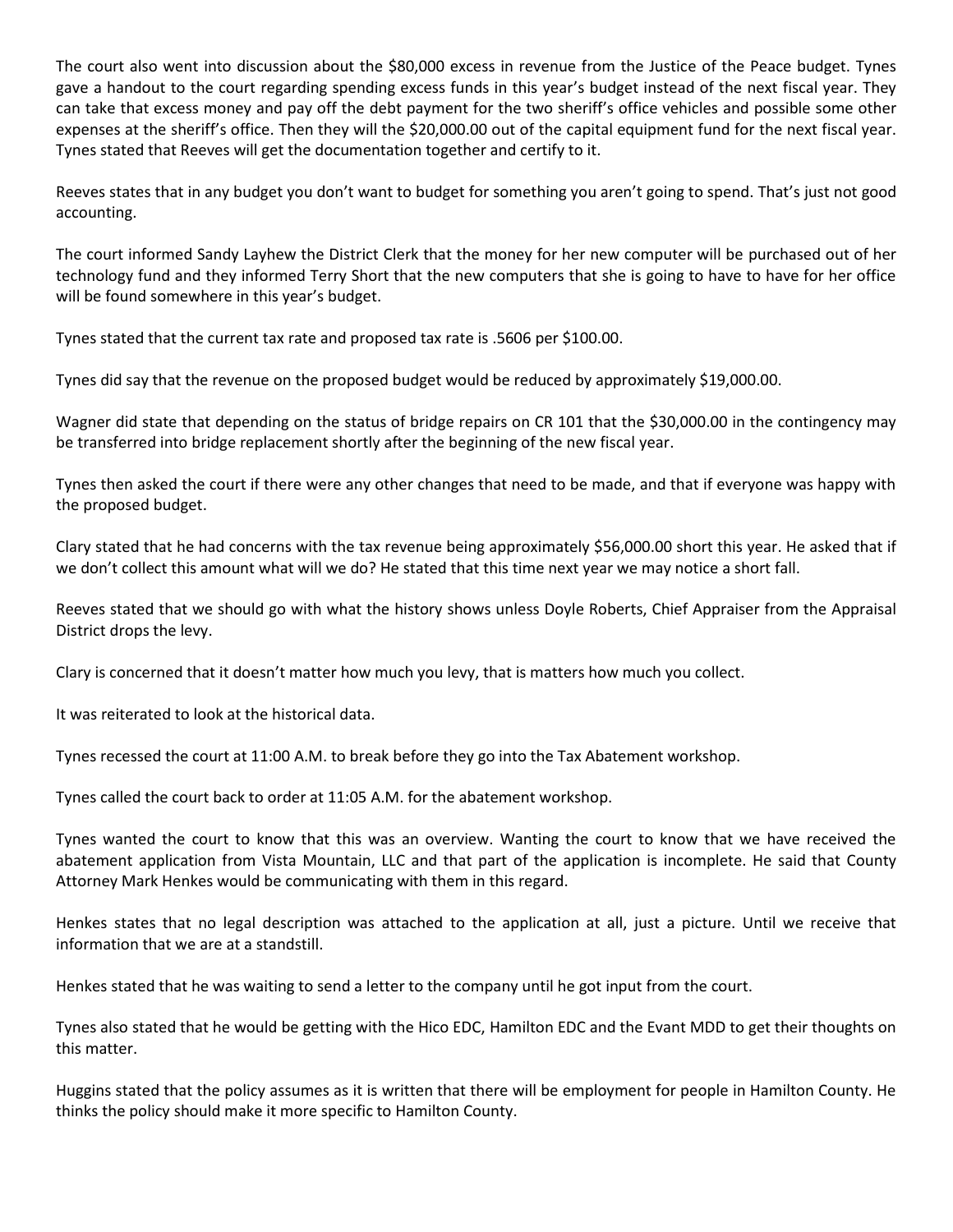The court also went into discussion about the $80,000 excess in revenue from the Justice of the Peace budget. Tynes gave a handout to the court regarding spending excess funds in this year's budget instead of the next fiscal year. They can take that excess money and pay off the debt payment for the two sheriff's office vehicles and possible some other expenses at the sheriff's office. Then they will the $20,000.00 out of the capital equipment fund for the next fiscal year. Tynes stated that Reeves will get the documentation together and certify to it.

Reeves states that in any budget you don't want to budget for something you aren't going to spend. That's just not good accounting.

The court informed Sandy Layhew the District Clerk that the money for her new computer will be purchased out of her technology fund and they informed Terry Short that the new computers that she is going to have to have for her office will be found somewhere in this year's budget.

Tynes stated that the current tax rate and proposed tax rate is .5606 per $100.00.

Tynes did say that the revenue on the proposed budget would be reduced by approximately $19,000.00.

Wagner did state that depending on the status of bridge repairs on CR 101 that the $30,000.00 in the contingency may be transferred into bridge replacement shortly after the beginning of the new fiscal year.

Tynes then asked the court if there were any other changes that need to be made, and that if everyone was happy with the proposed budget.

Clary stated that he had concerns with the tax revenue being approximately $56,000.00 short this year. He asked that if we don't collect this amount what will we do? He stated that this time next year we may notice a short fall.

Reeves stated that we should go with what the history shows unless Doyle Roberts, Chief Appraiser from the Appraisal District drops the levy.

Clary is concerned that it doesn't matter how much you levy, that is matters how much you collect.

It was reiterated to look at the historical data.

Tynes recessed the court at 11:00 A.M. to break before they go into the Tax Abatement workshop.

Tynes called the court back to order at 11:05 A.M. for the abatement workshop.

Tynes wanted the court to know that this was an overview. Wanting the court to know that we have received the abatement application from Vista Mountain, LLC and that part of the application is incomplete. He said that County Attorney Mark Henkes would be communicating with them in this regard.

Henkes states that no legal description was attached to the application at all, just a picture. Until we receive that information that we are at a standstill.

Henkes stated that he was waiting to send a letter to the company until he got input from the court.

Tynes also stated that he would be getting with the Hico EDC, Hamilton EDC and the Evant MDD to get their thoughts on this matter.

Huggins stated that the policy assumes as it is written that there will be employment for people in Hamilton County. He thinks the policy should make it more specific to Hamilton County.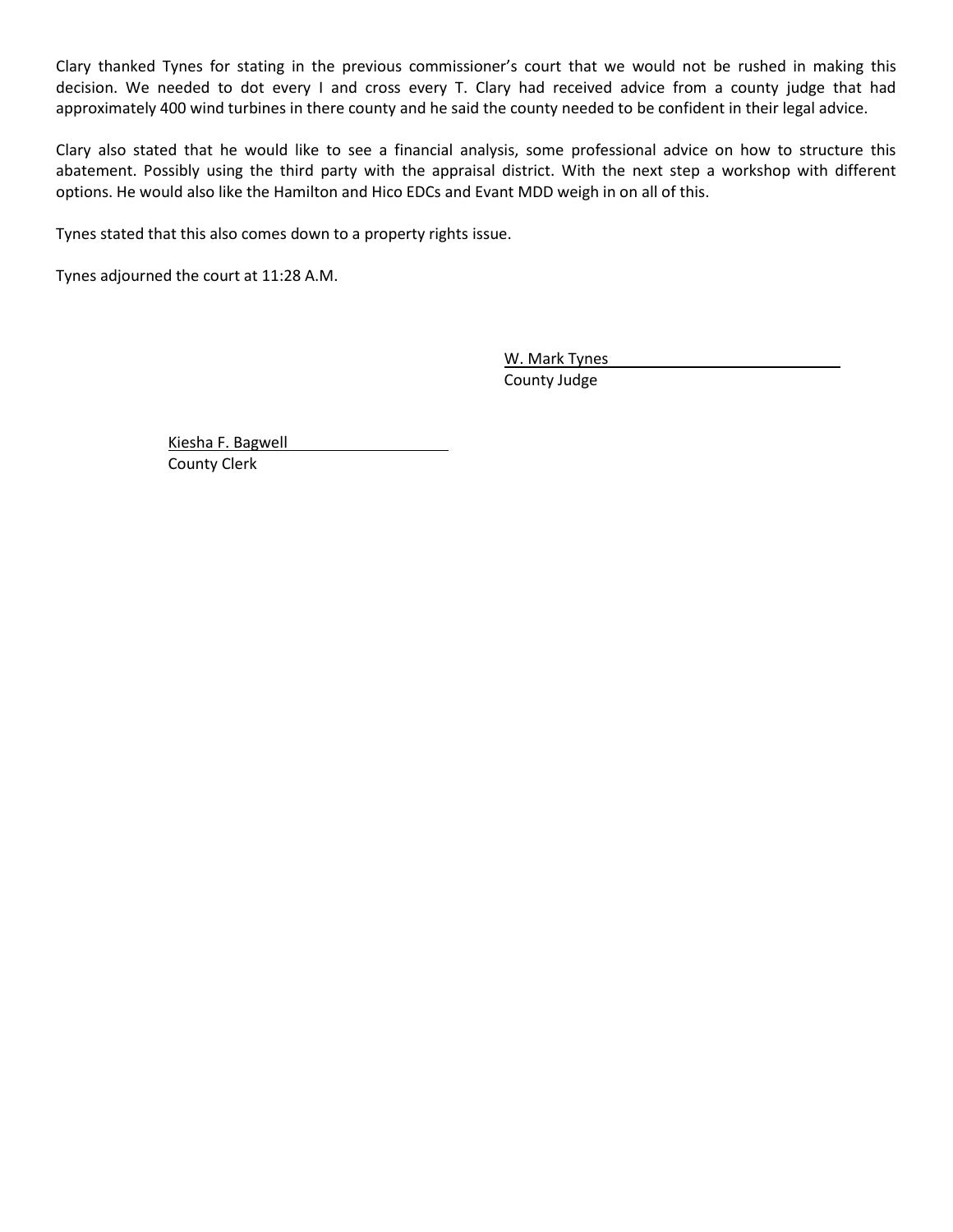Clary thanked Tynes for stating in the previous commissioner's court that we would not be rushed in making this decision. We needed to dot every I and cross every T. Clary had received advice from a county judge that had approximately 400 wind turbines in there county and he said the county needed to be confident in their legal advice.

Clary also stated that he would like to see a financial analysis, some professional advice on how to structure this abatement. Possibly using the third party with the appraisal district. With the next step a workshop with different options. He would also like the Hamilton and Hico EDCs and Evant MDD weigh in on all of this.

Tynes stated that this also comes down to a property rights issue.

Tynes adjourned the court at 11:28 A.M.

W. Mark Tynes
County Judge

Kiesha F. Bagwell
County Clerk